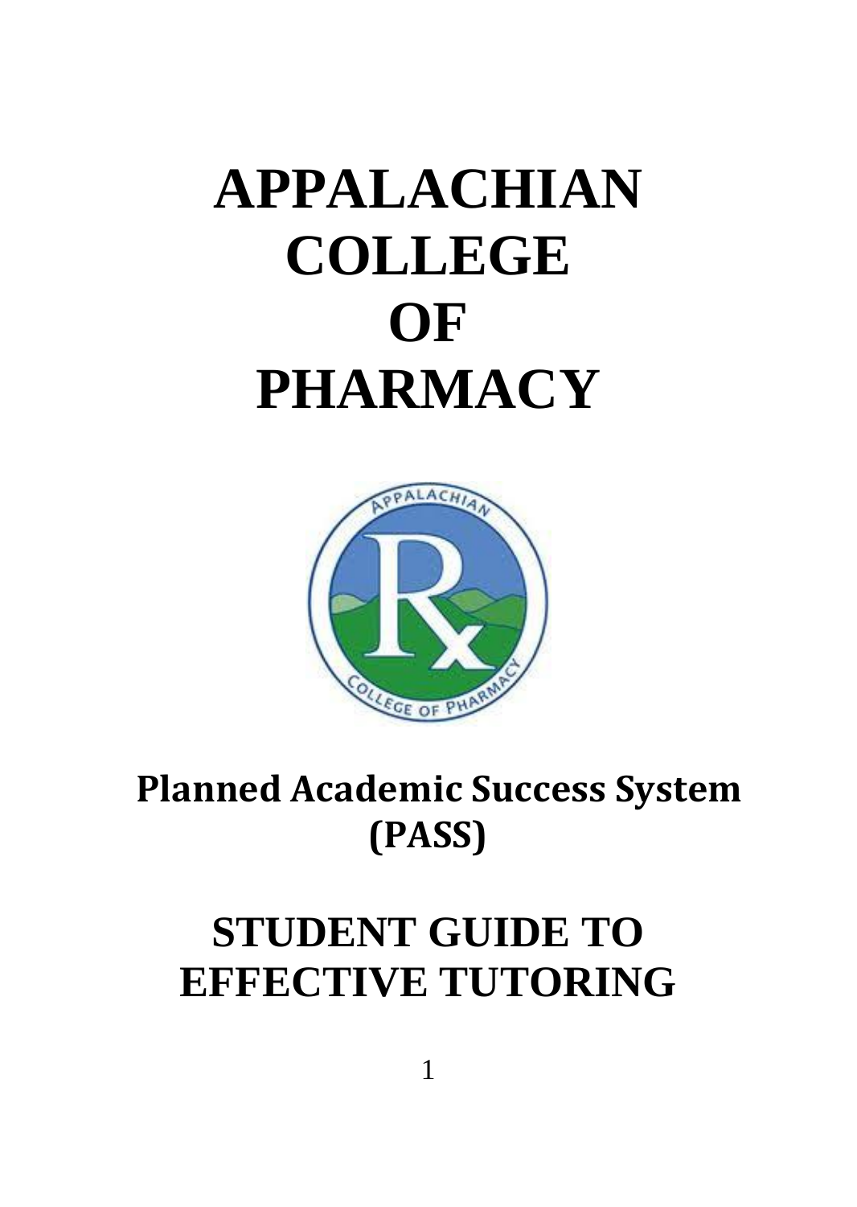# APPALACHIAN COLLEGE OF PHARMACY

## Planned Academic Success System (PASS)

# STUDENT GUIDE TO EFFECTIVE TUTORING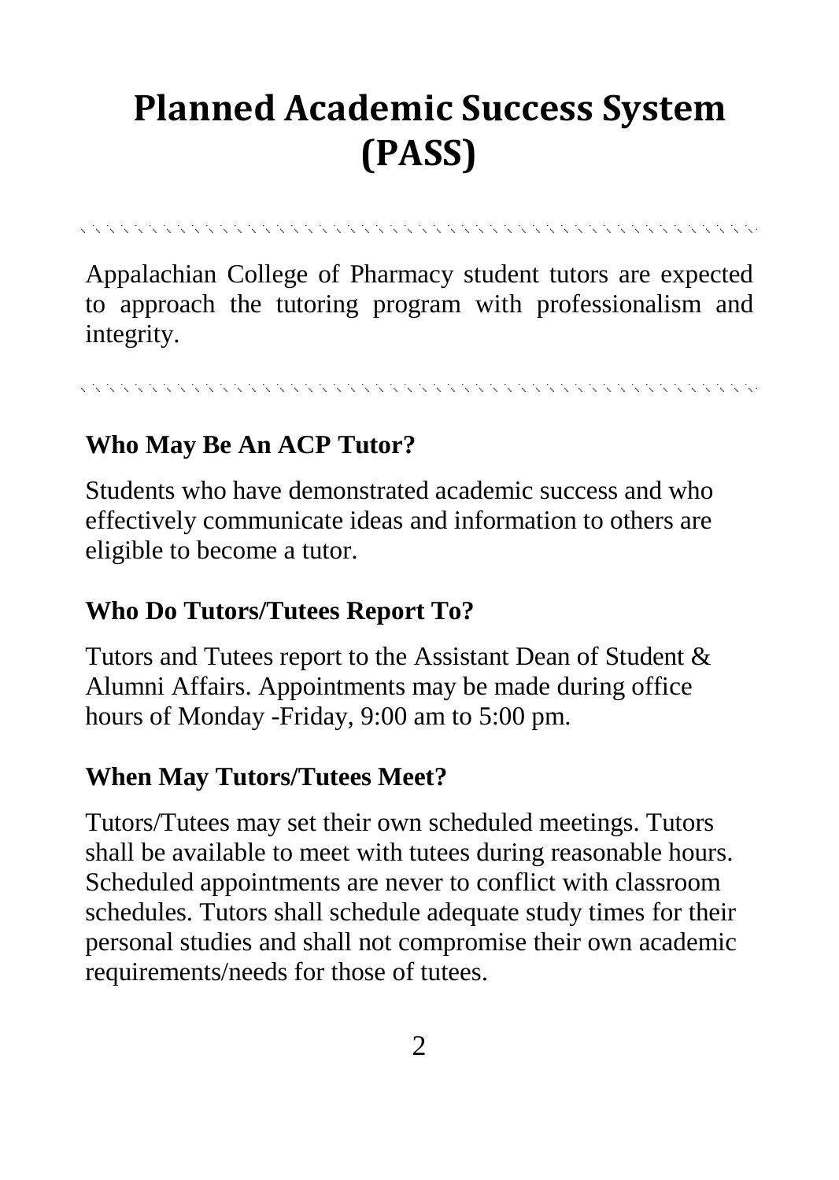# Planned Academic Success System (PASS)

---

Appalachian College of Pharmacy student tutors are expected to approach the tutoring program with professionalism and integrity.

---

### Who May Be An ACP Tutor?

Students who have demonstrated academic success and who effectively communicate ideas and information to others are eligible to become a tutor.

### Who Do Tutors/Tutees Report To?

Tutors and Tutees report to the Assistant Dean of Student & Alumni Affairs. Appointments may be made during office hours of Monday -Friday, 9:00 am to 5:00 pm.

### When May Tutors/Tutees Meet?

Tutors/Tutees may set their own scheduled meetings. Tutors shall be available to meet with tutees during reasonable hours. Scheduled appointments are never to conflict with classroom schedules. Tutors shall schedule adequate study times for their personal studies and shall not compromise their own academic requirements/needs for those of tutees.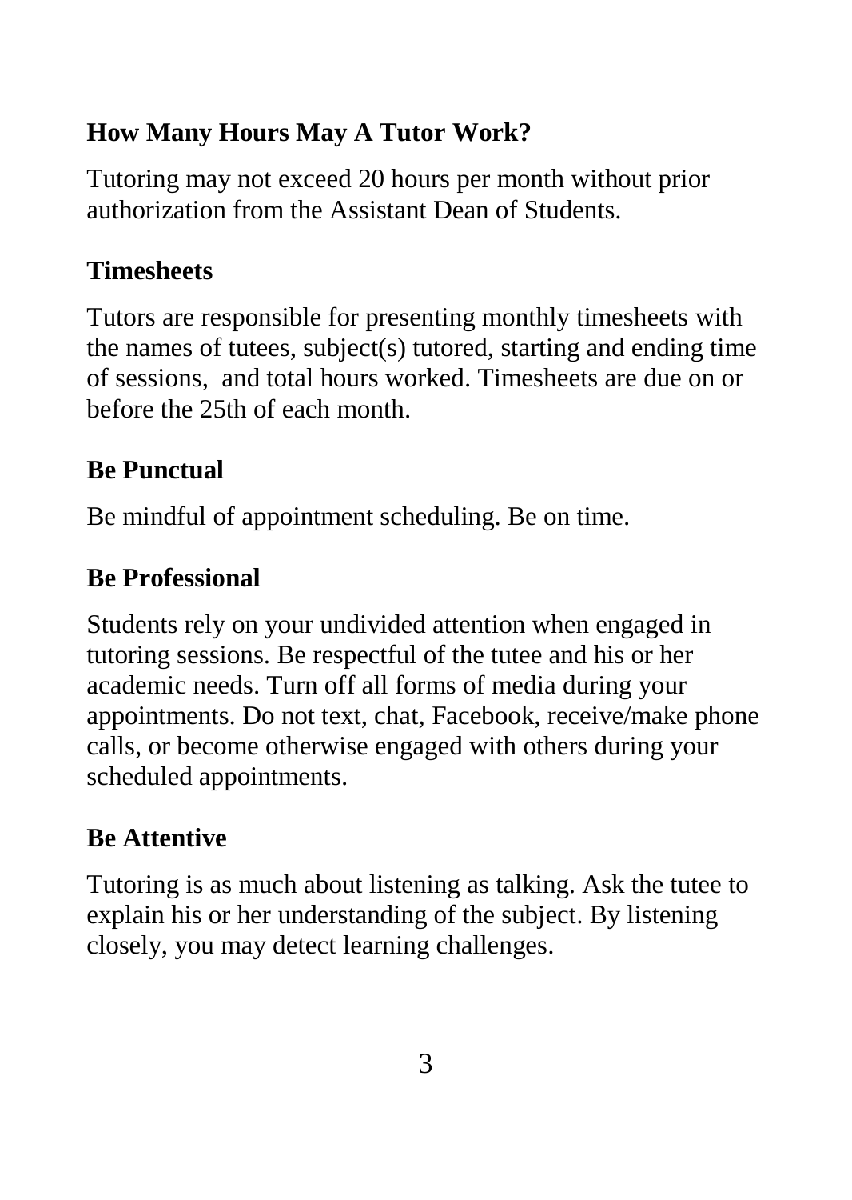### How Many Hours May A Tutor Work?

Tutoring may not exceed 20 hours per month without prior authorization from the Assistant Dean of Students.

### Timesheets

Tutors are responsible for presenting monthly timesheets with the names of tutees, subject(s) tutored, starting and ending time of sessions, and total hours worked. Timesheets are due on or before the 25th of each month.

### Be Punctual

Be mindful of appointment scheduling. Be on time.

### Be Professional

Students rely on your undivided attention when engaged in tutoring sessions. Be respectful of the tutee and his or her academic needs. Turn off all forms of media during your appointments. Do not text, chat, Facebook, receive/make phone calls, or become otherwise engaged with others during your scheduled appointments.

### Be Attentive

Tutoring is as much about listening as talking. Ask the tutee to explain his or her understanding of the subject. By listening closely, you may detect learning challenges.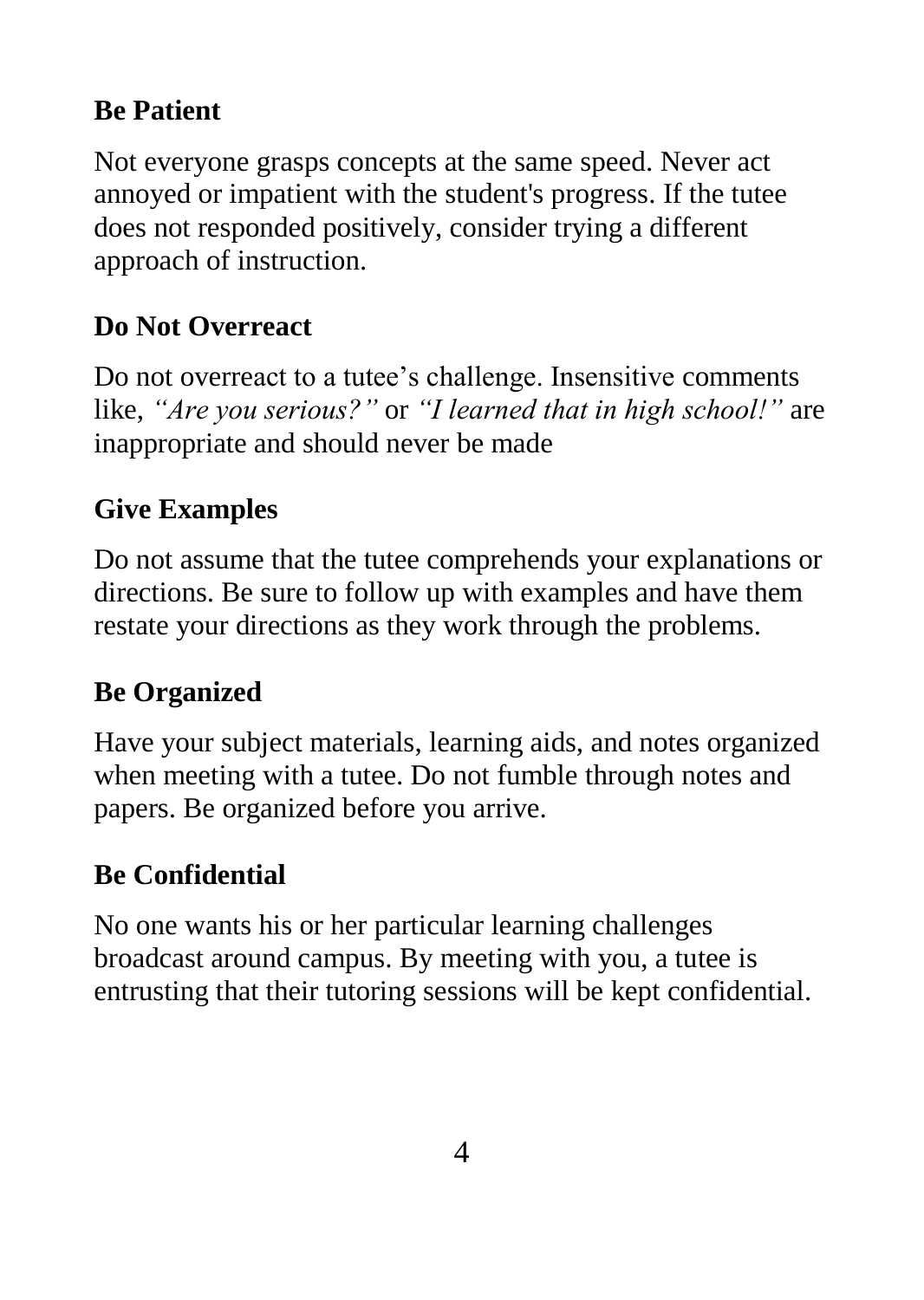### Be Patient

Not everyone grasps concepts at the same speed. Never act annoyed or impatient with the student's progress. If the tutee does not responded positively, consider trying a different approach of instruction.

### Do Not Overreact

Do not overreact to a tutee's challenge. Insensitive comments like, *"Are you serious?"* or *"I learned that in high school!"* are inappropriate and should never be made

### Give Examples

Do not assume that the tutee comprehends your explanations or directions. Be sure to follow up with examples and have them restate your directions as they work through the problems.

### Be Organized

Have your subject materials, learning aids, and notes organized when meeting with a tutee. Do not fumble through notes and papers. Be organized before you arrive.

### Be Confidential

No one wants his or her particular learning challenges broadcast around campus. By meeting with you, a tutee is entrusting that their tutoring sessions will be kept confidential.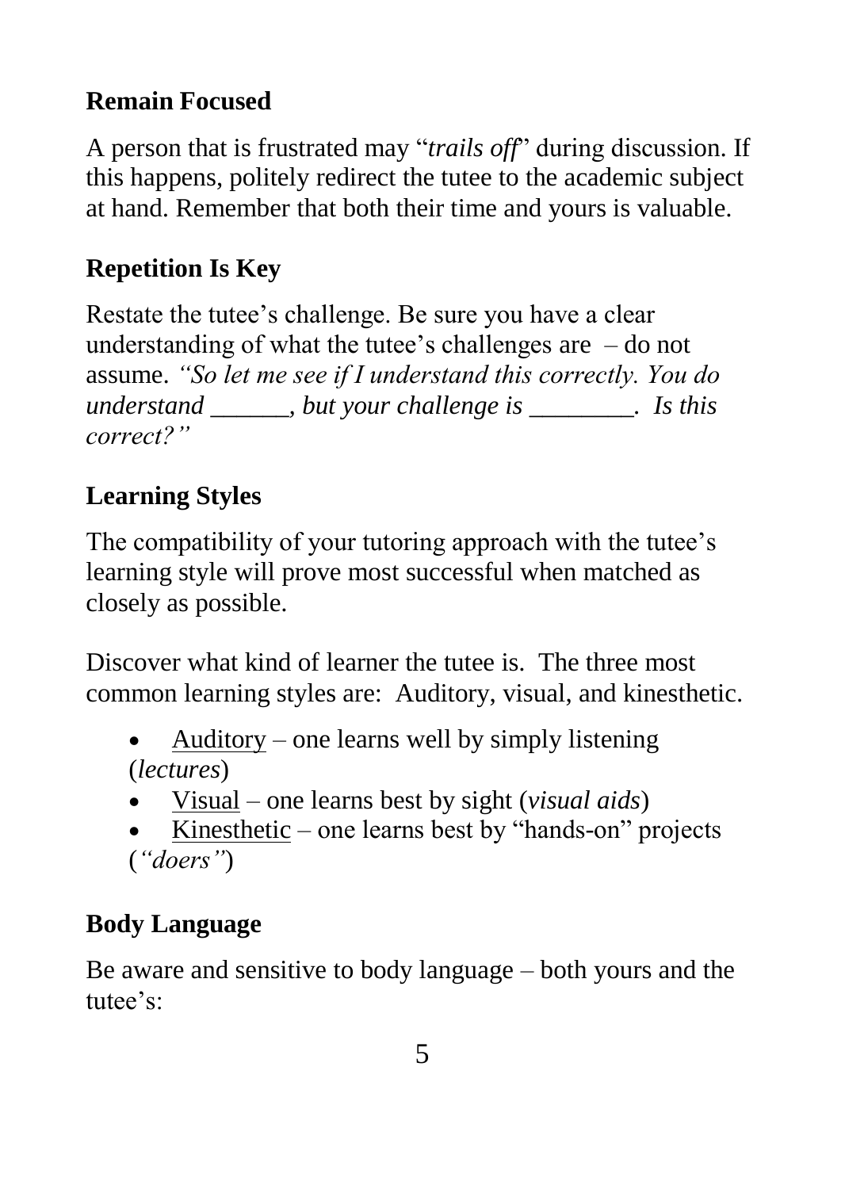**Remain Focused**

A person that is frustrated may "*trails off*" during discussion. If this happens, politely redirect the tutee to the academic subject at hand. Remember that both their time and yours is valuable.

**Repetition Is Key**

Restate the tutee's challenge. Be sure you have a clear understanding of what the tutee's challenges are – do not assume. *"So let me see if I understand this correctly. You do understand ______, but your challenge is ________. Is this correct?"*

**Learning Styles**

The compatibility of your tutoring approach with the tutee's learning style will prove most successful when matched as closely as possible.

Discover what kind of learner the tutee is. The three most common learning styles are: Auditory, visual, and kinesthetic.

- Auditory – one learns well by simply listening (*lectures*)
- Visual – one learns best by sight (*visual aids*)
- Kinesthetic – one learns best by "hands-on" projects (*"doers"*)

**Body Language**

Be aware and sensitive to body language – both yours and the tutee's: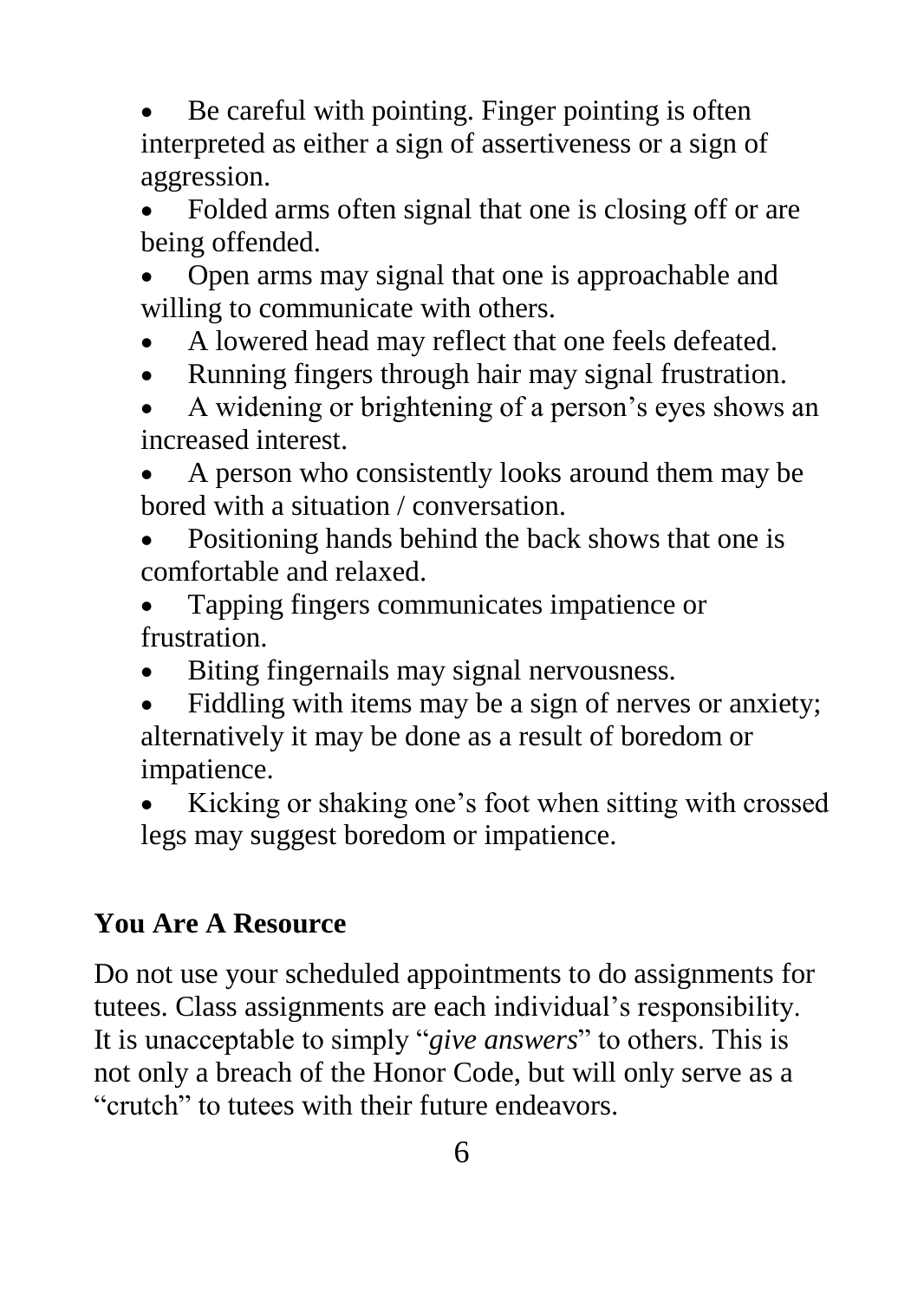- Be careful with pointing. Finger pointing is often interpreted as either a sign of assertiveness or a sign of aggression.
- Folded arms often signal that one is closing off or are being offended.
- Open arms may signal that one is approachable and willing to communicate with others.
- A lowered head may reflect that one feels defeated.
- Running fingers through hair may signal frustration.
- A widening or brightening of a person's eyes shows an increased interest.
- A person who consistently looks around them may be bored with a situation / conversation.
- Positioning hands behind the back shows that one is comfortable and relaxed.
- Tapping fingers communicates impatience or frustration.
- Biting fingernails may signal nervousness.
- Fiddling with items may be a sign of nerves or anxiety; alternatively it may be done as a result of boredom or impatience.
- Kicking or shaking one's foot when sitting with crossed legs may suggest boredom or impatience.

## You Are A Resource

Do not use your scheduled appointments to do assignments for tutees. Class assignments are each individual's responsibility. It is unacceptable to simply "*give answers*" to others. This is not only a breach of the Honor Code, but will only serve as a "crutch" to tutees with their future endeavors.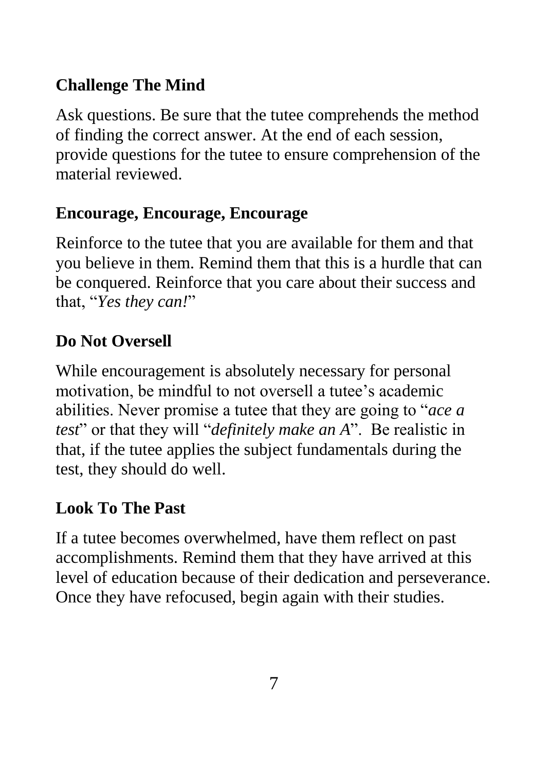### Challenge The Mind

Ask questions. Be sure that the tutee comprehends the method of finding the correct answer. At the end of each session, provide questions for the tutee to ensure comprehension of the material reviewed.

### Encourage, Encourage, Encourage

Reinforce to the tutee that you are available for them and that you believe in them. Remind them that this is a hurdle that can be conquered. Reinforce that you care about their success and that, "*Yes they can!*"

### Do Not Oversell

While encouragement is absolutely necessary for personal motivation, be mindful to not oversell a tutee's academic abilities. Never promise a tutee that they are going to "*ace a test*" or that they will "*definitely make an A*". Be realistic in that, if the tutee applies the subject fundamentals during the test, they should do well.

### Look To The Past

If a tutee becomes overwhelmed, have them reflect on past accomplishments. Remind them that they have arrived at this level of education because of their dedication and perseverance. Once they have refocused, begin again with their studies.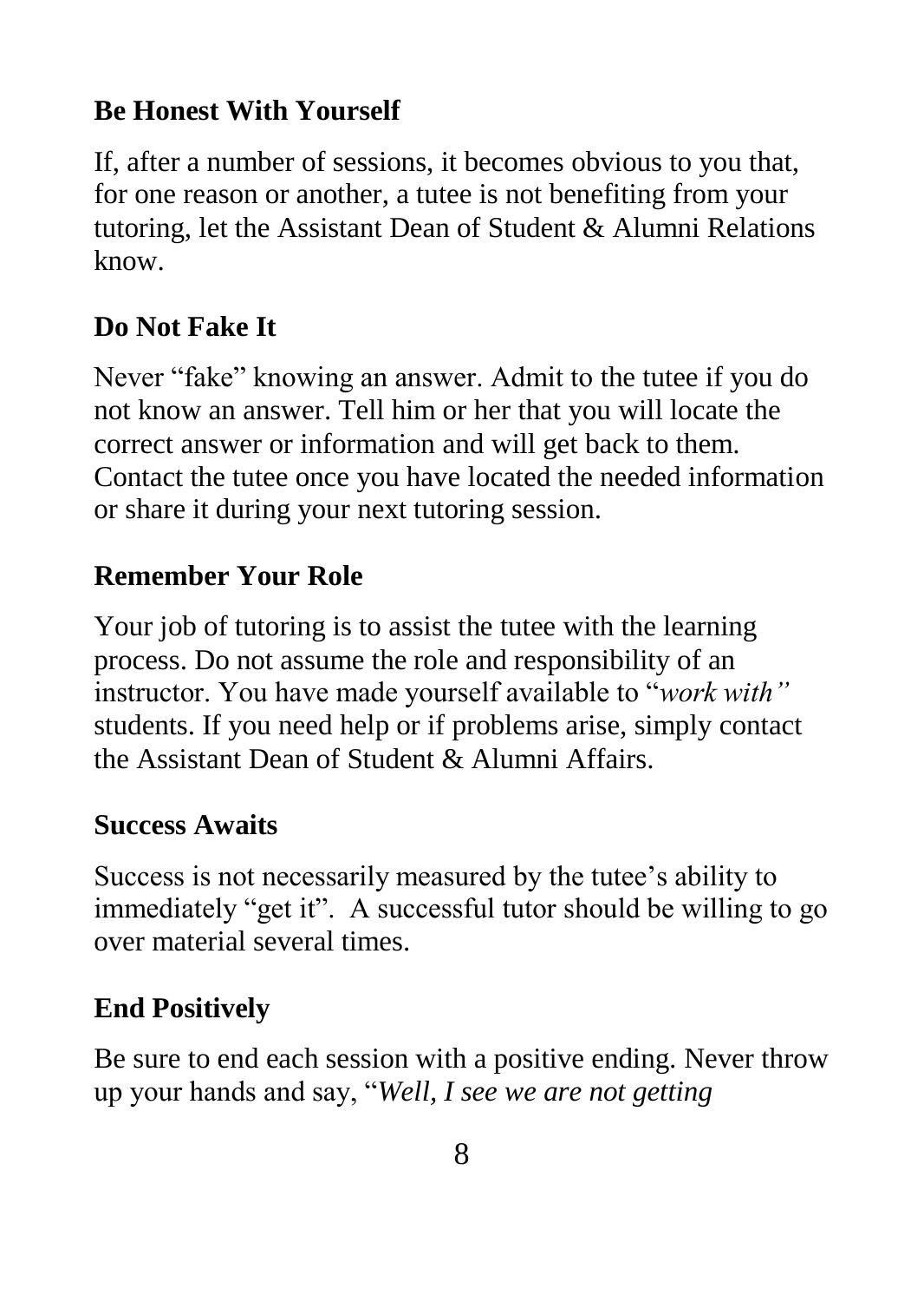### Be Honest With Yourself

If, after a number of sessions, it becomes obvious to you that, for one reason or another, a tutee is not benefiting from your tutoring, let the Assistant Dean of Student & Alumni Relations know.

### Do Not Fake It

Never "fake" knowing an answer. Admit to the tutee if you do not know an answer. Tell him or her that you will locate the correct answer or information and will get back to them. Contact the tutee once you have located the needed information or share it during your next tutoring session.

### Remember Your Role

Your job of tutoring is to assist the tutee with the learning process. Do not assume the role and responsibility of an instructor. You have made yourself available to "*work with"* students. If you need help or if problems arise, simply contact the Assistant Dean of Student & Alumni Affairs.

### Success Awaits

Success is not necessarily measured by the tutee's ability to immediately "get it". A successful tutor should be willing to go over material several times.

### End Positively

Be sure to end each session with a positive ending. Never throw up your hands and say, "*Well, I see we are not getting*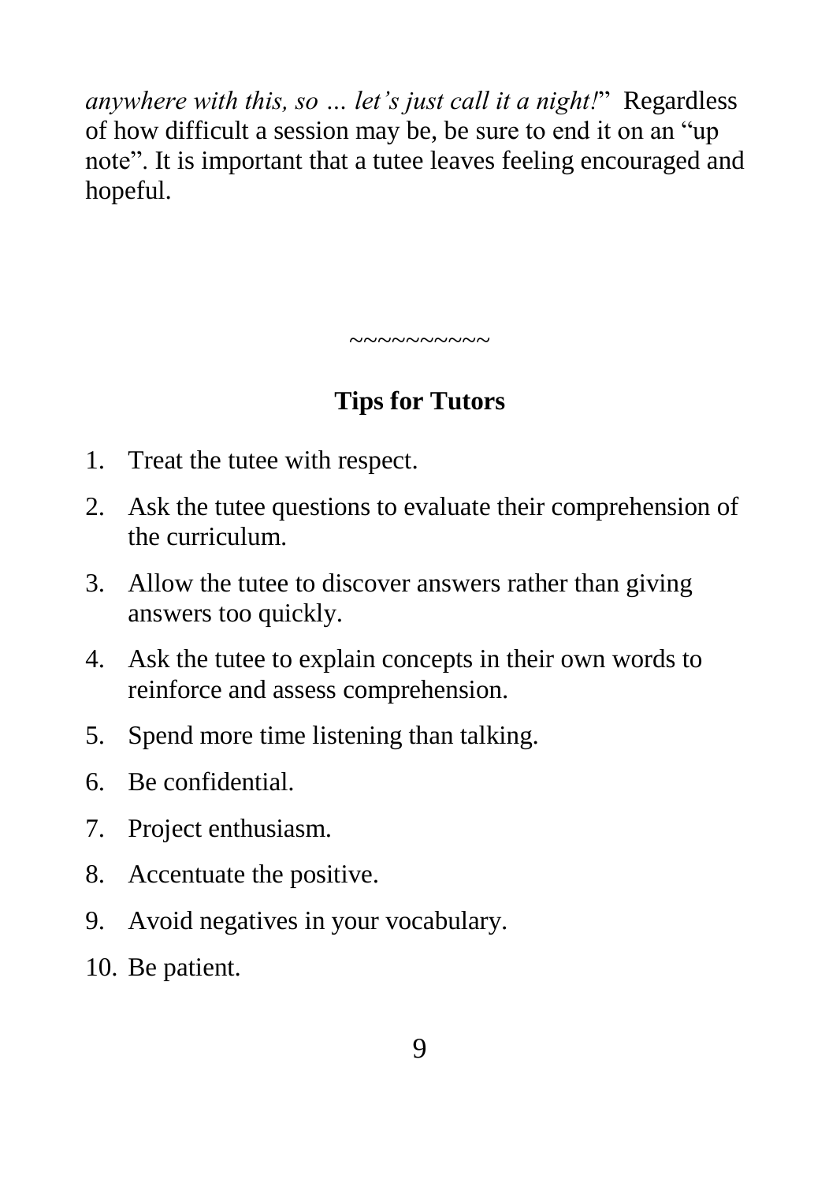*anywhere with this, so … let's just call it a night!*" Regardless of how difficult a session may be, be sure to end it on an "up note". It is important that a tutee leaves feeling encouraged and hopeful.

~~~~~~~~~~

## Tips for Tutors

1. Treat the tutee with respect.
2. Ask the tutee questions to evaluate their comprehension of the curriculum.
3. Allow the tutee to discover answers rather than giving answers too quickly.
4. Ask the tutee to explain concepts in their own words to reinforce and assess comprehension.
5. Spend more time listening than talking.
6. Be confidential.
7. Project enthusiasm.
8. Accentuate the positive.
9. Avoid negatives in your vocabulary.
10. Be patient.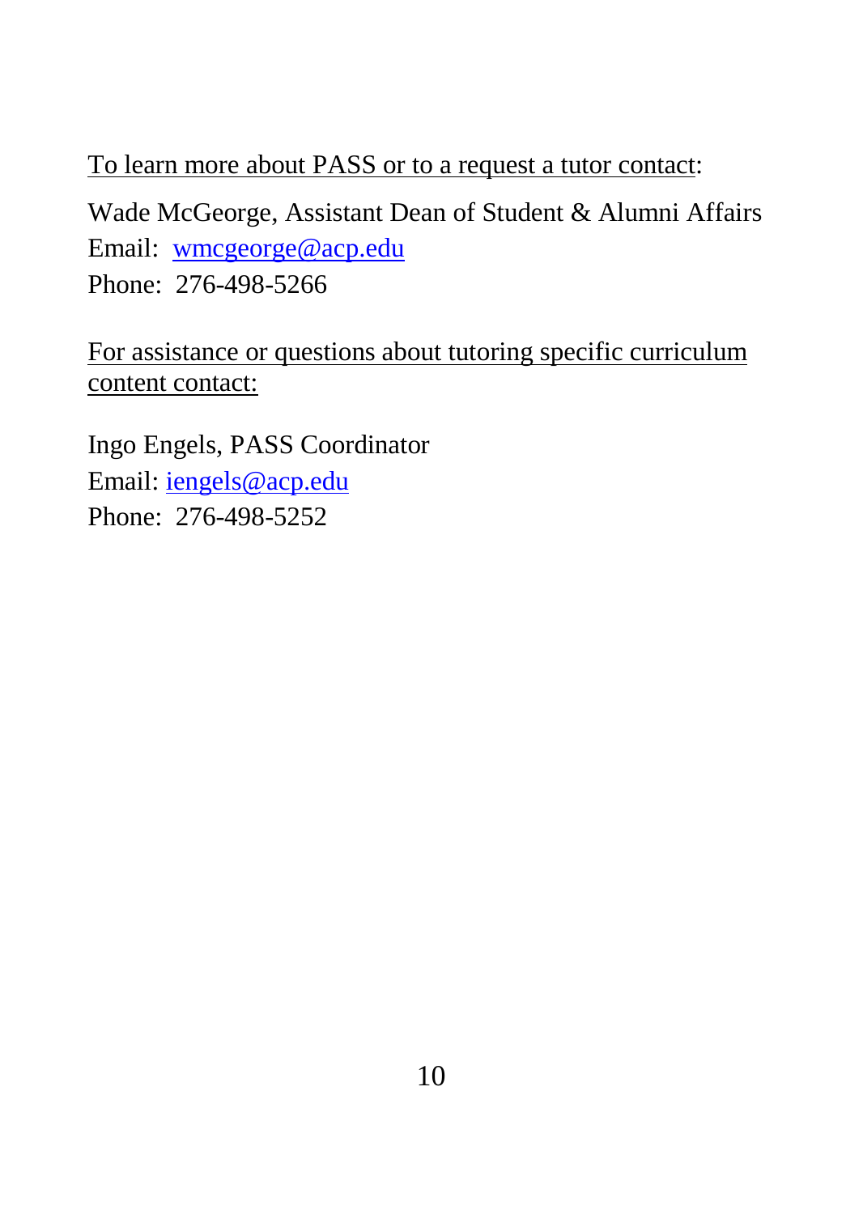<u>To learn more about PASS or to a request a tutor contact</u>:

Wade McGeorge, Assistant Dean of Student & Alumni Affairs
Email: [wmcgeorge@acp.edu](mailto:wmcgeorge@acp.edu)
Phone: 276-498-5266

<u>For assistance or questions about tutoring specific curriculum content contact:</u>

Ingo Engels, PASS Coordinator
Email: [iengels@acp.edu](mailto:iengels@acp.edu)
Phone: 276-498-5252